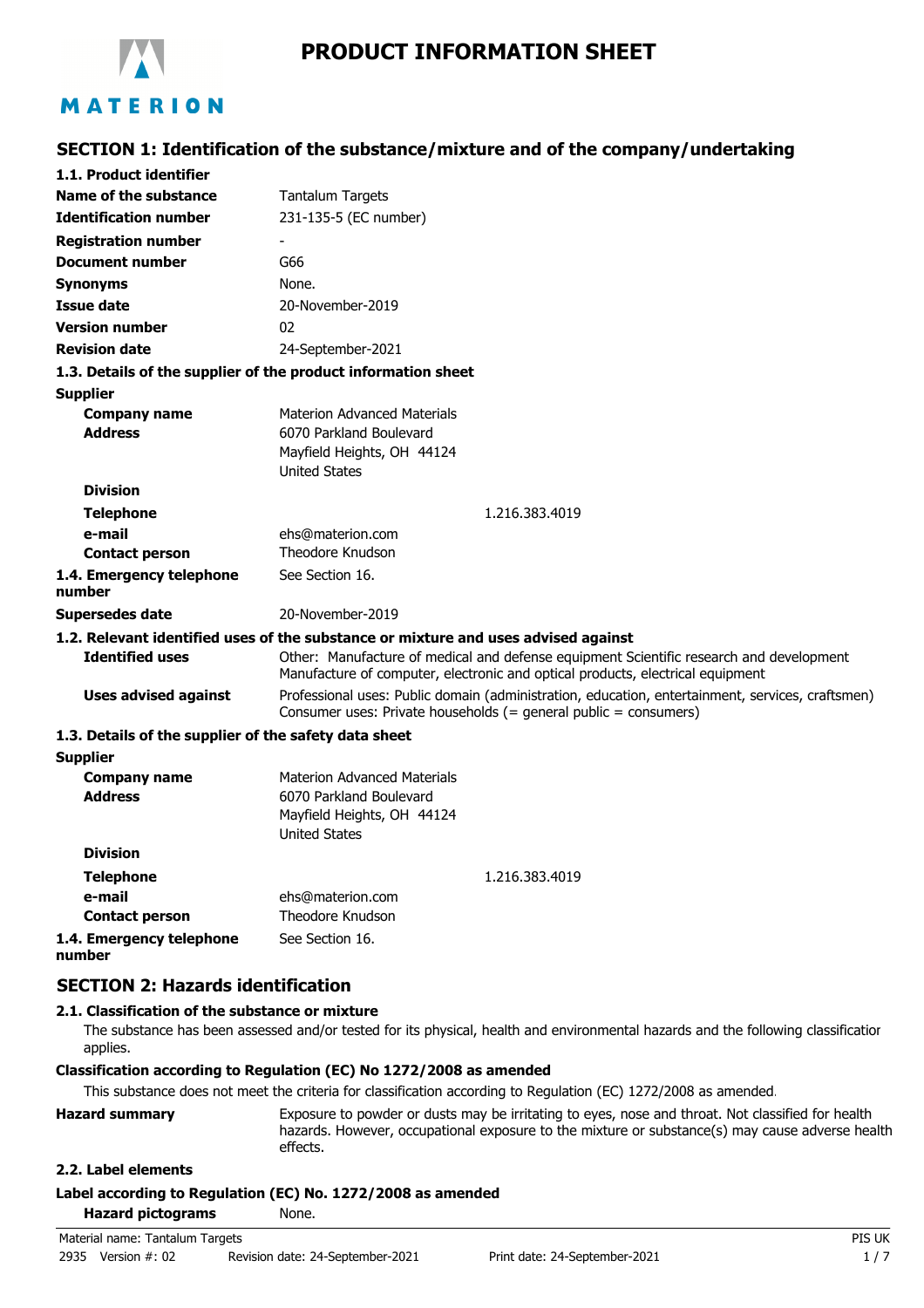# PRODUCT INFORMATION SHEET

MATERION

## SECTION 1: Identification of the substance/mixture and of the company/undertaking

### 1.1. Product identifier

| | |
|---|---|
| **Name of the substance** | Tantalum Targets |
| **Identification number** | 231-135-5 (EC number) |
| **Registration number** | - |
| **Document number** | G66 |
| **Synonyms** | None. |
| **Issue date** | 20-November-2019 |
| **Version number** | 02 |
| **Revision date** | 24-September-2021 |

### 1.3. Details of the supplier of the product information sheet

**Supplier**

| | |
|---|---|
| **Company name** | Materion Advanced Materials |
| **Address** | 6070 Parkland Boulevard<br>Mayfield Heights, OH 44124<br>United States |
| **Division** | |
| **Telephone** | 1.216.383.4019 |
| **e-mail** | ehs@materion.com |
| **Contact person** | Theodore Knudson |
| **1.4. Emergency telephone number** | See Section 16. |
| **Supersedes date** | 20-November-2019 |

### 1.2. Relevant identified uses of the substance or mixture and uses advised against

| | |
|---|---|
| **Identified uses** | Other: Manufacture of medical and defense equipment Scientific research and development Manufacture of computer, electronic and optical products, electrical equipment |
| **Uses advised against** | Professional uses: Public domain (administration, education, entertainment, services, craftsmen) Consumer uses: Private households (= general public = consumers) |

### 1.3. Details of the supplier of the safety data sheet

**Supplier**

| | |
|---|---|
| **Company name** | Materion Advanced Materials |
| **Address** | 6070 Parkland Boulevard<br>Mayfield Heights, OH 44124<br>United States |
| **Division** | |
| **Telephone** | 1.216.383.4019 |
| **e-mail** | ehs@materion.com |
| **Contact person** | Theodore Knudson |
| **1.4. Emergency telephone number** | See Section 16. |

## SECTION 2: Hazards identification

### 2.1. Classification of the substance or mixture

The substance has been assessed and/or tested for its physical, health and environmental hazards and the following classification applies.

**Classification according to Regulation (EC) No 1272/2008 as amended**

This substance does not meet the criteria for classification according to Regulation (EC) 1272/2008 as amended.

| | |
|---|---|
| **Hazard summary** | Exposure to powder or dusts may be irritating to eyes, nose and throat. Not classified for health hazards. However, occupational exposure to the mixture or substance(s) may cause adverse health effects. |

### 2.2. Label elements

**Label according to Regulation (EC) No. 1272/2008 as amended**

| | |
|---|---|
| **Hazard pictograms** | None. |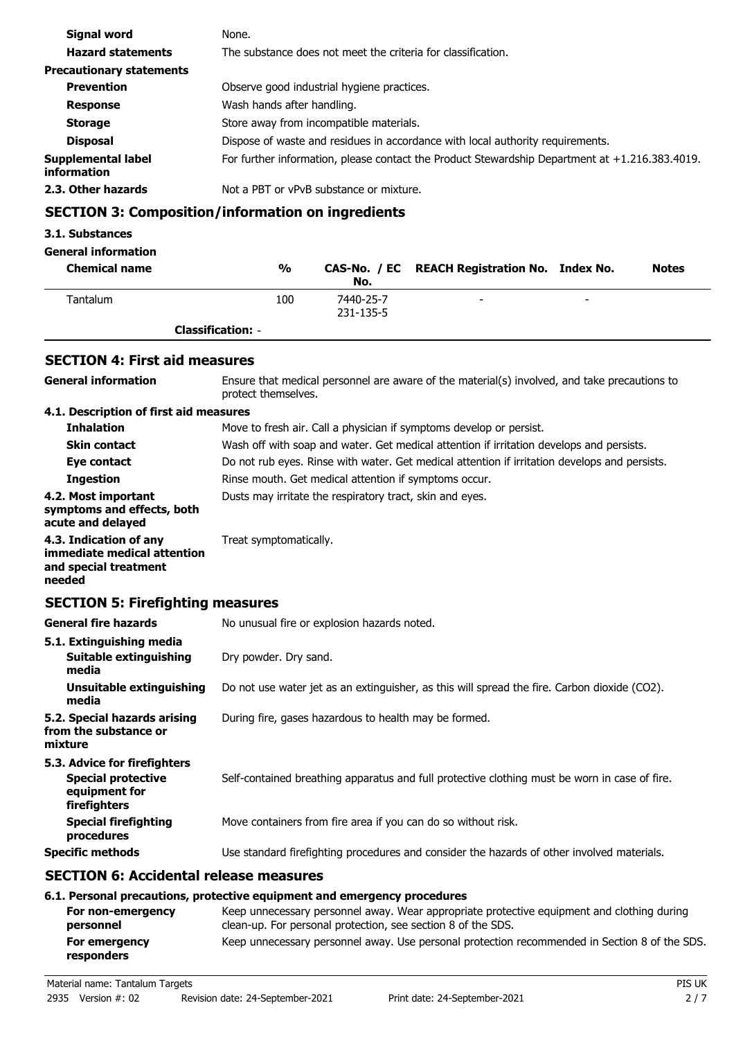| | |
|---|---|
| **Signal word** | None. |
| **Hazard statements** | The substance does not meet the criteria for classification. |
| **Precautionary statements** | |
| **Prevention** | Observe good industrial hygiene practices. |
| **Response** | Wash hands after handling. |
| **Storage** | Store away from incompatible materials. |
| **Disposal** | Dispose of waste and residues in accordance with local authority requirements. |
| **Supplemental label information** | For further information, please contact the Product Stewardship Department at +1.216.383.4019. |
| **2.3. Other hazards** | Not a PBT or vPvB substance or mixture. |

## SECTION 3: Composition/information on ingredients

**3.1. Substances**

**General information**

| Chemical name | % | CAS-No. / EC No. | REACH Registration No. | Index No. | Notes |
|---|---|---|---|---|---|
| Tantalum | 100 | 7440-25-7 231-135-5 | - | - | |
| **Classification:** - | | | | | |

## SECTION 4: First aid measures

| | |
|---|---|
| **General information** | Ensure that medical personnel are aware of the material(s) involved, and take precautions to protect themselves. |
| **4.1. Description of first aid measures** | |
| **Inhalation** | Move to fresh air. Call a physician if symptoms develop or persist. |
| **Skin contact** | Wash off with soap and water. Get medical attention if irritation develops and persists. |
| **Eye contact** | Do not rub eyes. Rinse with water. Get medical attention if irritation develops and persists. |
| **Ingestion** | Rinse mouth. Get medical attention if symptoms occur. |
| **4.2. Most important symptoms and effects, both acute and delayed** | Dusts may irritate the respiratory tract, skin and eyes. |
| **4.3. Indication of any immediate medical attention and special treatment needed** | Treat symptomatically. |

## SECTION 5: Firefighting measures

| | |
|---|---|
| **General fire hazards** | No unusual fire or explosion hazards noted. |
| **5.1. Extinguishing media** | |
| **Suitable extinguishing media** | Dry powder. Dry sand. |
| **Unsuitable extinguishing media** | Do not use water jet as an extinguisher, as this will spread the fire. Carbon dioxide ($CO_2$). |
| **5.2. Special hazards arising from the substance or mixture** | During fire, gases hazardous to health may be formed. |
| **5.3. Advice for firefighters** | |
| **Special protective equipment for firefighters** | Self-contained breathing apparatus and full protective clothing must be worn in case of fire. |
| **Special firefighting procedures** | Move containers from fire area if you can do so without risk. |
| **Specific methods** | Use standard firefighting procedures and consider the hazards of other involved materials. |

## SECTION 6: Accidental release measures

**6.1. Personal precautions, protective equipment and emergency procedures**

| | |
|---|---|
| **For non-emergency personnel** | Keep unnecessary personnel away. Wear appropriate protective equipment and clothing during clean-up. For personal protection, see section 8 of the SDS. |
| **For emergency responders** | Keep unnecessary personnel away. Use personal protection recommended in Section 8 of the SDS. |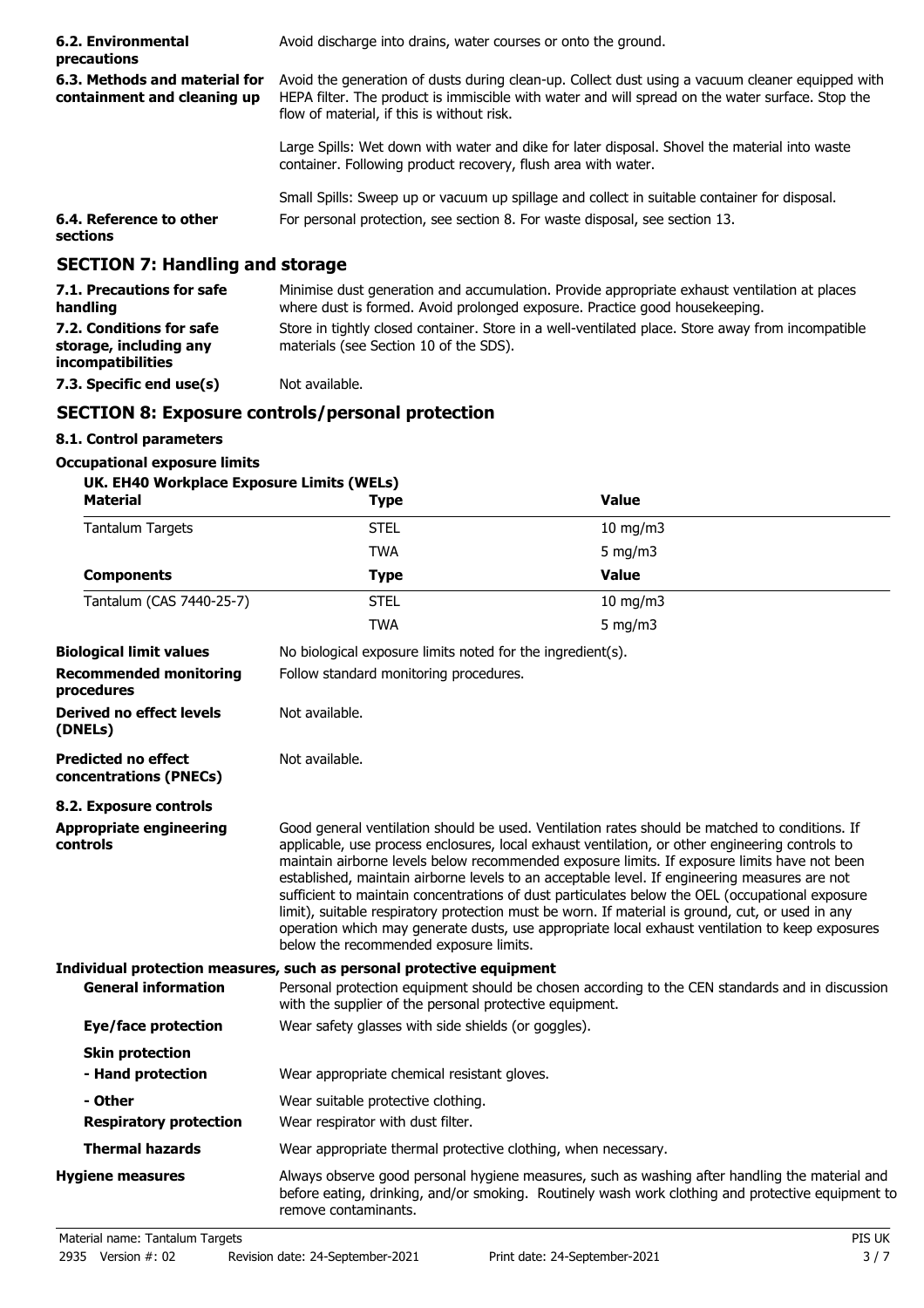**6.2. Environmental precautions**
Avoid discharge into drains, water courses or onto the ground.

**6.3. Methods and material for containment and cleaning up**
Avoid the generation of dusts during clean-up. Collect dust using a vacuum cleaner equipped with HEPA filter. The product is immiscible with water and will spread on the water surface. Stop the flow of material, if this is without risk.

Large Spills: Wet down with water and dike for later disposal. Shovel the material into waste container. Following product recovery, flush area with water.

Small Spills: Sweep up or vacuum up spillage and collect in suitable container for disposal.

**6.4. Reference to other sections**
For personal protection, see section 8. For waste disposal, see section 13.

## SECTION 7: Handling and storage

**7.1. Precautions for safe handling**
Minimise dust generation and accumulation. Provide appropriate exhaust ventilation at places where dust is formed. Avoid prolonged exposure. Practice good housekeeping.

**7.2. Conditions for safe storage, including any incompatibilities**
Store in tightly closed container. Store in a well-ventilated place. Store away from incompatible materials (see Section 10 of the SDS).

**7.3. Specific end use(s)**
Not available.

## SECTION 8: Exposure controls/personal protection

**8.1. Control parameters**

**Occupational exposure limits**

**UK. EH40 Workplace Exposure Limits (WELs)**

| Material | Type | Value |
|---|---|---|
| Tantalum Targets | STEL | 10 mg/m3 |
| | TWA | 5 mg/m3 |
| **Components** | **Type** | **Value** |
| Tantalum (CAS 7440-25-7) | STEL | 10 mg/m3 |
| | TWA | 5 mg/m3 |

**Biological limit values**
No biological exposure limits noted for the ingredient(s).

**Recommended monitoring procedures**
Follow standard monitoring procedures.

**Derived no effect levels (DNELs)**
Not available.

**Predicted no effect concentrations (PNECs)**
Not available.

**8.2. Exposure controls**

**Appropriate engineering controls**
Good general ventilation should be used. Ventilation rates should be matched to conditions. If applicable, use process enclosures, local exhaust ventilation, or other engineering controls to maintain airborne levels below recommended exposure limits. If exposure limits have not been established, maintain airborne levels to an acceptable level. If engineering measures are not sufficient to maintain concentrations of dust particulates below the OEL (occupational exposure limit), suitable respiratory protection must be worn. If material is ground, cut, or used in any operation which may generate dusts, use appropriate local exhaust ventilation to keep exposures below the recommended exposure limits.

**Individual protection measures, such as personal protective equipment**

**General information**
Personal protection equipment should be chosen according to the CEN standards and in discussion with the supplier of the personal protective equipment.

**Eye/face protection**
Wear safety glasses with side shields (or goggles).

**Skin protection**

**- Hand protection**
Wear appropriate chemical resistant gloves.

**- Other**
Wear suitable protective clothing.

**Respiratory protection**
Wear respirator with dust filter.

**Thermal hazards**
Wear appropriate thermal protective clothing, when necessary.

**Hygiene measures**
Always observe good personal hygiene measures, such as washing after handling the material and before eating, drinking, and/or smoking. Routinely wash work clothing and protective equipment to remove contaminants.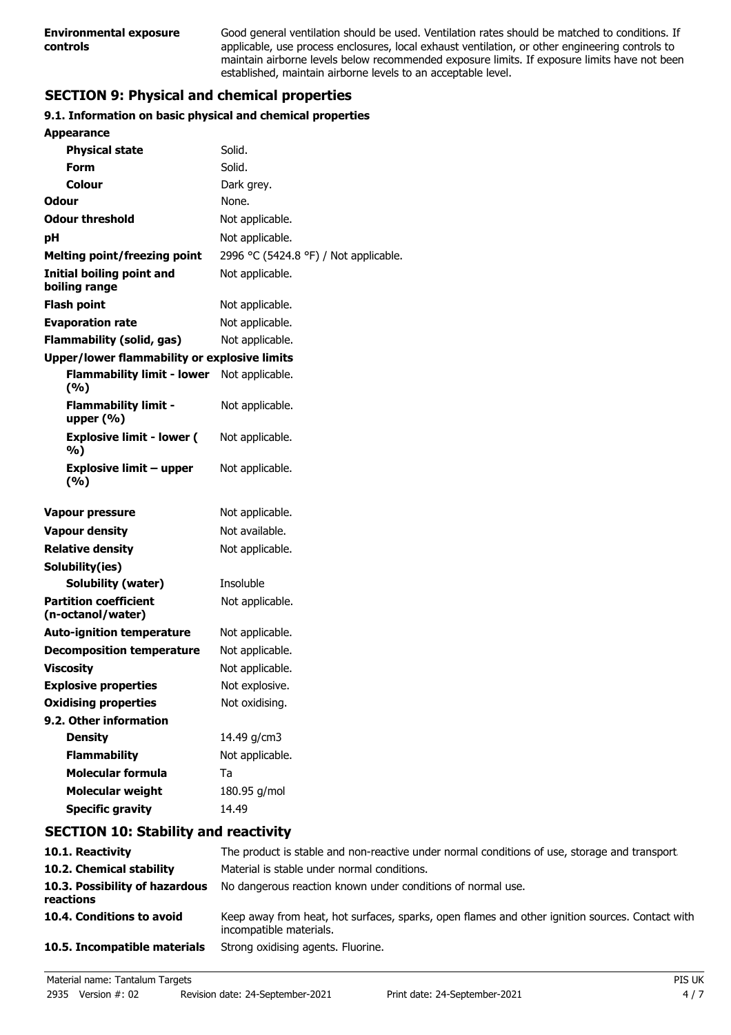| | |
|---|---|
| **Environmental exposure controls** | Good general ventilation should be used. Ventilation rates should be matched to conditions. If applicable, use process enclosures, local exhaust ventilation, or other engineering controls to maintain airborne levels below recommended exposure limits. If exposure limits have not been established, maintain airborne levels to an acceptable level. |

## SECTION 9: Physical and chemical properties

### 9.1. Information on basic physical and chemical properties

| | |
|---|---|
| **Appearance** | |
| **Physical state** | Solid. |
| **Form** | Solid. |
| **Colour** | Dark grey. |
| **Odour** | None. |
| **Odour threshold** | Not applicable. |
| **pH** | Not applicable. |
| **Melting point/freezing point** | 2996 °C (5424.8 °F) / Not applicable. |
| **Initial boiling point and boiling range** | Not applicable. |
| **Flash point** | Not applicable. |
| **Evaporation rate** | Not applicable. |
| **Flammability (solid, gas)** | Not applicable. |
| **Upper/lower flammability or explosive limits** | |
| **Flammability limit - lower (%)** | Not applicable. |
| **Flammability limit - upper (%)** | Not applicable. |
| **Explosive limit - lower (%)** | Not applicable. |
| **Explosive limit – upper (%)** | Not applicable. |
| **Vapour pressure** | Not applicable. |
| **Vapour density** | Not available. |
| **Relative density** | Not applicable. |
| **Solubility(ies)** | |
| **Solubility (water)** | Insoluble |
| **Partition coefficient (n-octanol/water)** | Not applicable. |
| **Auto-ignition temperature** | Not applicable. |
| **Decomposition temperature** | Not applicable. |
| **Viscosity** | Not applicable. |
| **Explosive properties** | Not explosive. |
| **Oxidising properties** | Not oxidising. |
| **9.2. Other information** | |
| **Density** | 14.49 g/cm3 |
| **Flammability** | Not applicable. |
| **Molecular formula** | Ta |
| **Molecular weight** | 180.95 g/mol |
| **Specific gravity** | 14.49 |

## SECTION 10: Stability and reactivity

| | |
|---|---|
| **10.1. Reactivity** | The product is stable and non-reactive under normal conditions of use, storage and transport. |
| **10.2. Chemical stability** | Material is stable under normal conditions. |
| **10.3. Possibility of hazardous reactions** | No dangerous reaction known under conditions of normal use. |
| **10.4. Conditions to avoid** | Keep away from heat, hot surfaces, sparks, open flames and other ignition sources. Contact with incompatible materials. |
| **10.5. Incompatible materials** | Strong oxidising agents. Fluorine. |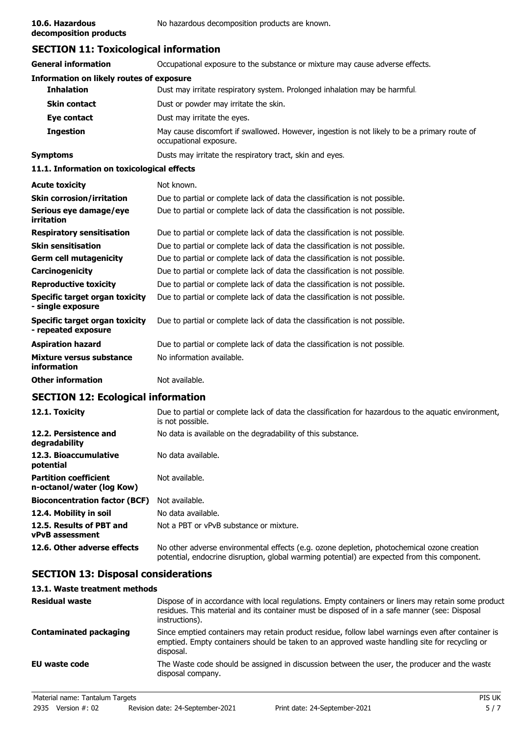| | |
|---|---|
| **10.6. Hazardous decomposition products** | No hazardous decomposition products are known. |

## SECTION 11: Toxicological information

| | |
|---|---|
| **General information** | Occupational exposure to the substance or mixture may cause adverse effects. |

**Information on likely routes of exposure**

| | |
|---|---|
| **Inhalation** | Dust may irritate respiratory system. Prolonged inhalation may be harmful. |
| **Skin contact** | Dust or powder may irritate the skin. |
| **Eye contact** | Dust may irritate the eyes. |
| **Ingestion** | May cause discomfort if swallowed. However, ingestion is not likely to be a primary route of occupational exposure. |
| **Symptoms** | Dusts may irritate the respiratory tract, skin and eyes. |

### 11.1. Information on toxicological effects

| | |
|---|---|
| **Acute toxicity** | Not known. |
| **Skin corrosion/irritation** | Due to partial or complete lack of data the classification is not possible. |
| **Serious eye damage/eye irritation** | Due to partial or complete lack of data the classification is not possible. |
| **Respiratory sensitisation** | Due to partial or complete lack of data the classification is not possible. |
| **Skin sensitisation** | Due to partial or complete lack of data the classification is not possible. |
| **Germ cell mutagenicity** | Due to partial or complete lack of data the classification is not possible. |
| **Carcinogenicity** | Due to partial or complete lack of data the classification is not possible. |
| **Reproductive toxicity** | Due to partial or complete lack of data the classification is not possible. |
| **Specific target organ toxicity - single exposure** | Due to partial or complete lack of data the classification is not possible. |
| **Specific target organ toxicity - repeated exposure** | Due to partial or complete lack of data the classification is not possible. |
| **Aspiration hazard** | Due to partial or complete lack of data the classification is not possible. |
| **Mixture versus substance information** | No information available. |
| **Other information** | Not available. |

## SECTION 12: Ecological information

| | |
|---|---|
| **12.1. Toxicity** | Due to partial or complete lack of data the classification for hazardous to the aquatic environment, is not possible. |
| **12.2. Persistence and degradability** | No data is available on the degradability of this substance. |
| **12.3. Bioaccumulative potential** | No data available. |
| **Partition coefficient n-octanol/water (log Kow)** | Not available. |
| **Bioconcentration factor (BCF)** | Not available. |
| **12.4. Mobility in soil** | No data available. |
| **12.5. Results of PBT and vPvB assessment** | Not a PBT or vPvB substance or mixture. |
| **12.6. Other adverse effects** | No other adverse environmental effects (e.g. ozone depletion, photochemical ozone creation potential, endocrine disruption, global warming potential) are expected from this component. |

## SECTION 13: Disposal considerations

### 13.1. Waste treatment methods

| | |
|---|---|
| **Residual waste** | Dispose of in accordance with local regulations. Empty containers or liners may retain some product residues. This material and its container must be disposed of in a safe manner (see: Disposal instructions). |
| **Contaminated packaging** | Since emptied containers may retain product residue, follow label warnings even after container is emptied. Empty containers should be taken to an approved waste handling site for recycling or disposal. |
| **EU waste code** | The Waste code should be assigned in discussion between the user, the producer and the waste disposal company. |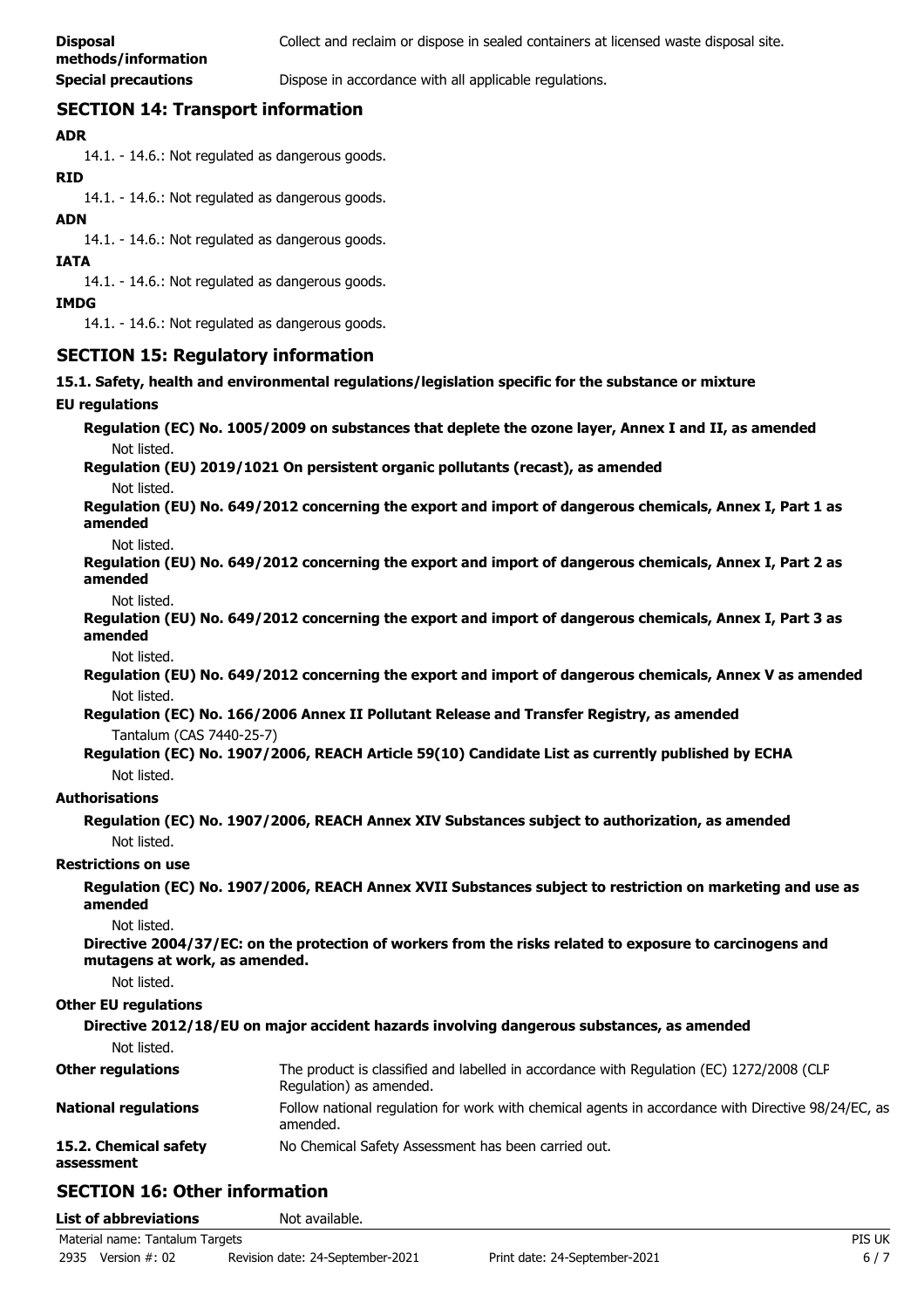| | |
|---|---|
| **Disposal methods/information** | Collect and reclaim or dispose in sealed containers at licensed waste disposal site. |
| **Special precautions** | Dispose in accordance with all applicable regulations. |

## SECTION 14: Transport information

**ADR**

14.1. - 14.6.: Not regulated as dangerous goods.

**RID**

14.1. - 14.6.: Not regulated as dangerous goods.

**ADN**

14.1. - 14.6.: Not regulated as dangerous goods.

**IATA**

14.1. - 14.6.: Not regulated as dangerous goods.

**IMDG**

14.1. - 14.6.: Not regulated as dangerous goods.

## SECTION 15: Regulatory information

**15.1. Safety, health and environmental regulations/legislation specific for the substance or mixture**

**EU regulations**

**Regulation (EC) No. 1005/2009 on substances that deplete the ozone layer, Annex I and II, as amended**

Not listed.

**Regulation (EU) 2019/1021 On persistent organic pollutants (recast), as amended**

Not listed.

**Regulation (EU) No. 649/2012 concerning the export and import of dangerous chemicals, Annex I, Part 1 as amended**

Not listed.

**Regulation (EU) No. 649/2012 concerning the export and import of dangerous chemicals, Annex I, Part 2 as amended**

Not listed.

**Regulation (EU) No. 649/2012 concerning the export and import of dangerous chemicals, Annex I, Part 3 as amended**

Not listed.

**Regulation (EU) No. 649/2012 concerning the export and import of dangerous chemicals, Annex V as amended**

Not listed.

**Regulation (EC) No. 166/2006 Annex II Pollutant Release and Transfer Registry, as amended**

Tantalum (CAS 7440-25-7)

**Regulation (EC) No. 1907/2006, REACH Article 59(10) Candidate List as currently published by ECHA**

Not listed.

**Authorisations**

**Regulation (EC) No. 1907/2006, REACH Annex XIV Substances subject to authorization, as amended**

Not listed.

**Restrictions on use**

**Regulation (EC) No. 1907/2006, REACH Annex XVII Substances subject to restriction on marketing and use as amended**

Not listed.

**Directive 2004/37/EC: on the protection of workers from the risks related to exposure to carcinogens and mutagens at work, as amended.**

Not listed.

**Other EU regulations**

**Directive 2012/18/EU on major accident hazards involving dangerous substances, as amended**

Not listed.

| | |
|---|---|
| **Other regulations** | The product is classified and labelled in accordance with Regulation (EC) 1272/2008 (CLP Regulation) as amended. |
| **National regulations** | Follow national regulation for work with chemical agents in accordance with Directive 98/24/EC, as amended. |
| **15.2. Chemical safety assessment** | No Chemical Safety Assessment has been carried out. |

## SECTION 16: Other information

| | |
|---|---|
| **List of abbreviations** | Not available. |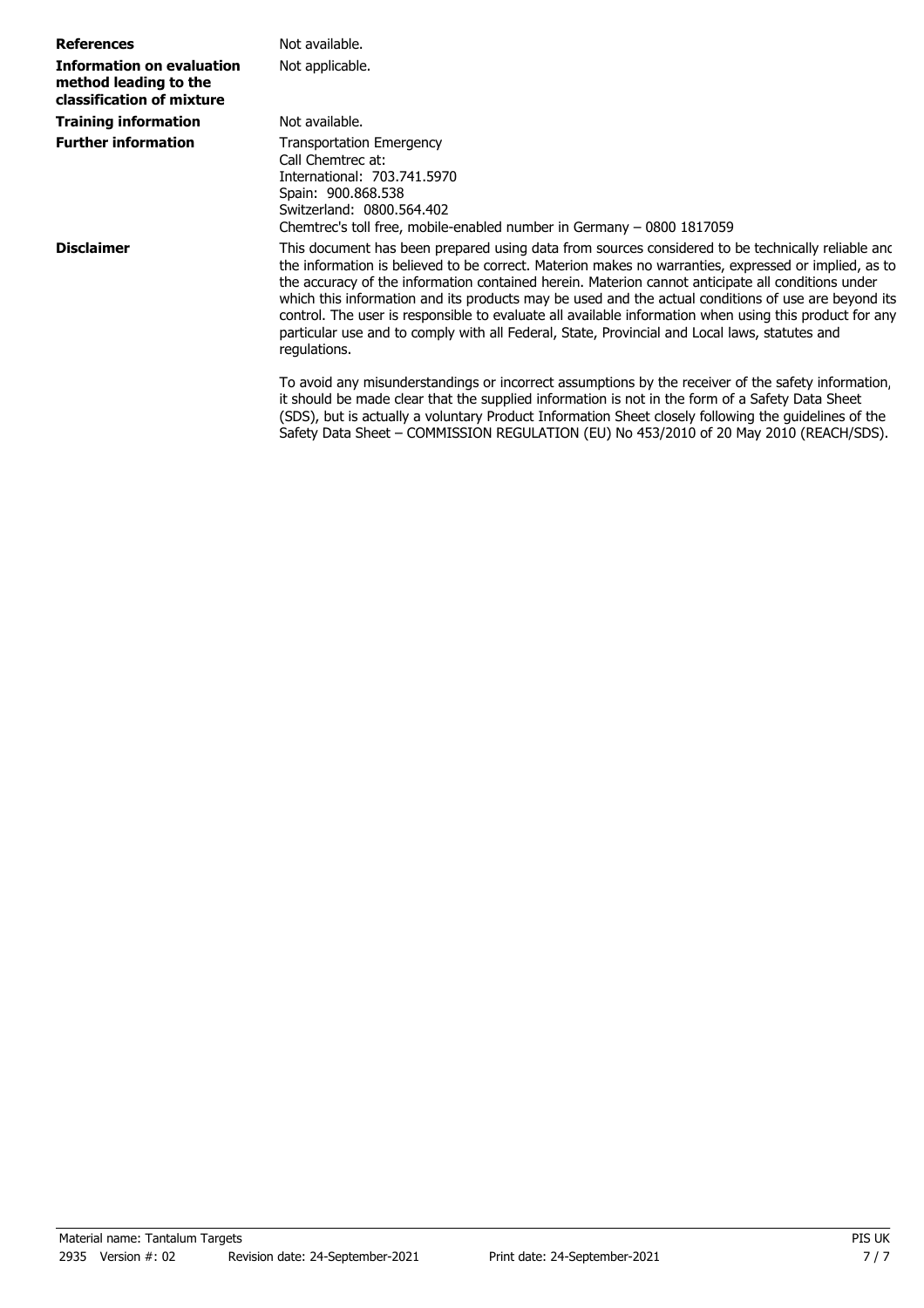**References** Not available.

**Information on evaluation method leading to the classification of mixture** Not applicable.

**Training information** Not available.

**Further information**

Transportation Emergency
Call Chemtrec at:
International: 703.741.5970
Spain: 900.868.538
Switzerland: 0800.564.402
Chemtrec's toll free, mobile-enabled number in Germany – 0800 1817059

**Disclaimer**

This document has been prepared using data from sources considered to be technically reliable and the information is believed to be correct. Materion makes no warranties, expressed or implied, as to the accuracy of the information contained herein. Materion cannot anticipate all conditions under which this information and its products may be used and the actual conditions of use are beyond its control. The user is responsible to evaluate all available information when using this product for any particular use and to comply with all Federal, State, Provincial and Local laws, statutes and regulations.

To avoid any misunderstandings or incorrect assumptions by the receiver of the safety information, it should be made clear that the supplied information is not in the form of a Safety Data Sheet (SDS), but is actually a voluntary Product Information Sheet closely following the guidelines of the Safety Data Sheet – COMMISSION REGULATION (EU) No 453/2010 of 20 May 2010 (REACH/SDS).

Material name: Tantalum Targets
2935 Version #: 02 Revision date: 24-September-2021 Print date: 24-September-2021
PIS UK